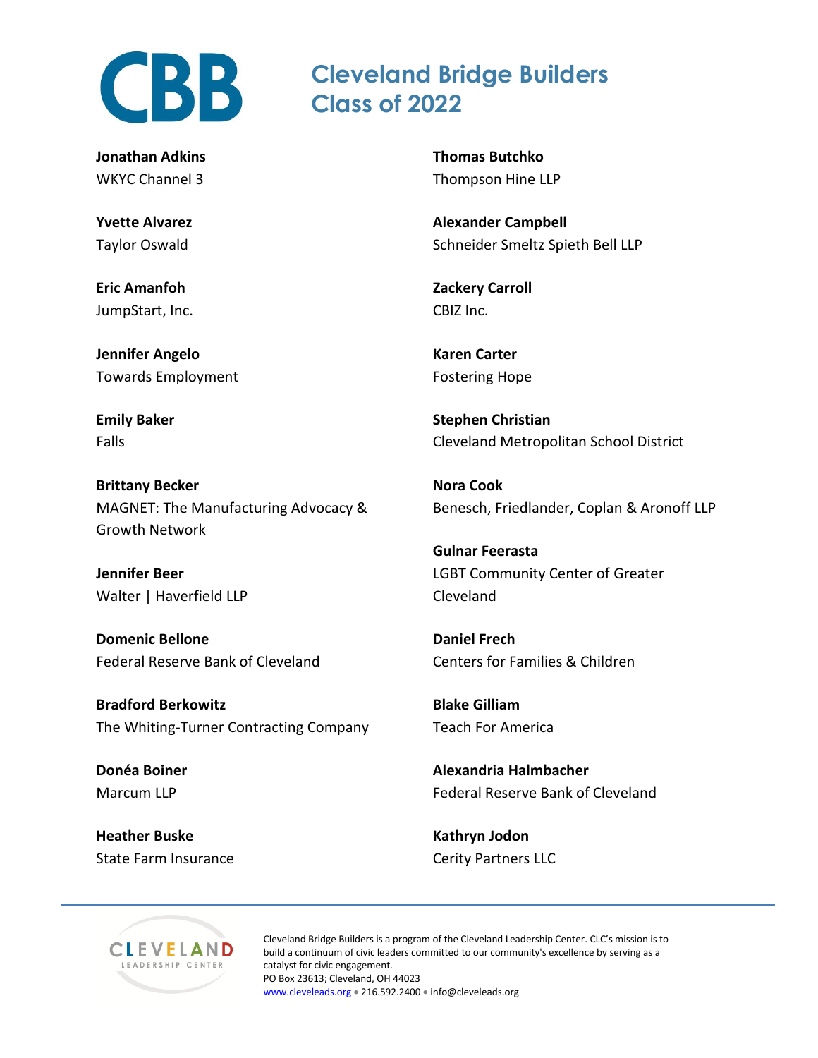# Cleveland Bridge Builders Class of 2022

**Jonathan Adkins**
WKYC Channel 3

**Yvette Alvarez**
Taylor Oswald

**Eric Amanfoh**
JumpStart, Inc.

**Jennifer Angelo**
Towards Employment

**Emily Baker**
Falls

**Brittany Becker**
MAGNET: The Manufacturing Advocacy & Growth Network

**Jennifer Beer**
Walter | Haverfield LLP

**Domenic Bellone**
Federal Reserve Bank of Cleveland

**Bradford Berkowitz**
The Whiting-Turner Contracting Company

**Donéa Boiner**
Marcum LLP

**Heather Buske**
State Farm Insurance

**Thomas Butchko**
Thompson Hine LLP

**Alexander Campbell**
Schneider Smeltz Spieth Bell LLP

**Zackery Carroll**
CBIZ Inc.

**Karen Carter**
Fostering Hope

**Stephen Christian**
Cleveland Metropolitan School District

**Nora Cook**
Benesch, Friedlander, Coplan & Aronoff LLP

**Gulnar Feerasta**
LGBT Community Center of Greater Cleveland

**Daniel Frech**
Centers for Families & Children

**Blake Gilliam**
Teach For America

**Alexandria Halmbacher**
Federal Reserve Bank of Cleveland

**Kathryn Jodon**
Cerity Partners LLC

Cleveland Bridge Builders is a program of the Cleveland Leadership Center. CLC's mission is to build a continuum of civic leaders committed to our community's excellence by serving as a catalyst for civic engagement.
PO Box 23613; Cleveland, OH 44023
www.cleveleads.org • 216.592.2400 • info@cleveleads.org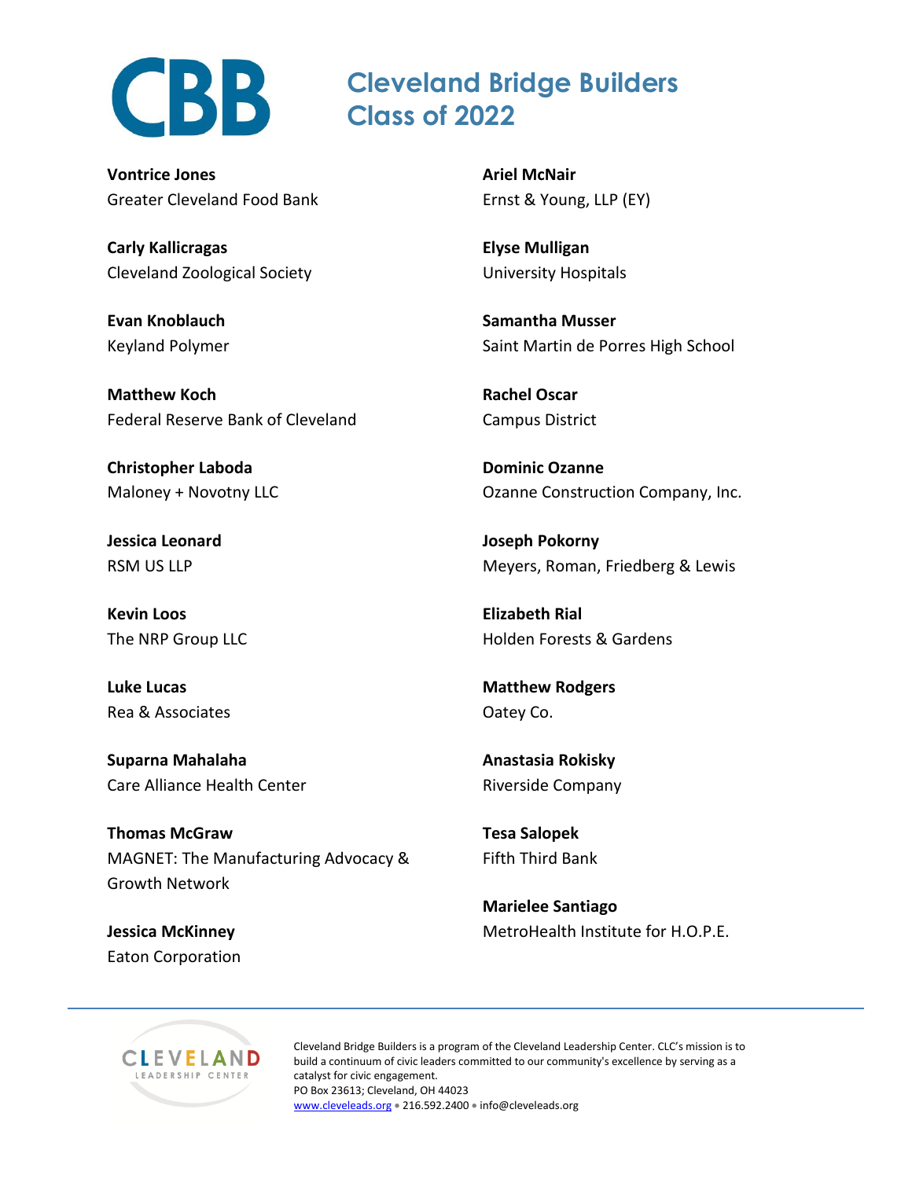# Cleveland Bridge Builders Class of 2022

**Vontrice Jones**
Greater Cleveland Food Bank

**Carly Kallicragas**
Cleveland Zoological Society

**Evan Knoblauch**
Keyland Polymer

**Matthew Koch**
Federal Reserve Bank of Cleveland

**Christopher Laboda**
Maloney + Novotny LLC

**Jessica Leonard**
RSM US LLP

**Kevin Loos**
The NRP Group LLC

**Luke Lucas**
Rea & Associates

**Suparna Mahalaha**
Care Alliance Health Center

**Thomas McGraw**
MAGNET: The Manufacturing Advocacy & Growth Network

**Jessica McKinney**
Eaton Corporation

**Ariel McNair**
Ernst & Young, LLP (EY)

**Elyse Mulligan**
University Hospitals

**Samantha Musser**
Saint Martin de Porres High School

**Rachel Oscar**
Campus District

**Dominic Ozanne**
Ozanne Construction Company, Inc.

**Joseph Pokorny**
Meyers, Roman, Friedberg & Lewis

**Elizabeth Rial**
Holden Forests & Gardens

**Matthew Rodgers**
Oatey Co.

**Anastasia Rokisky**
Riverside Company

**Tesa Salopek**
Fifth Third Bank

**Marielee Santiago**
MetroHealth Institute for H.O.P.E.

---

Cleveland Bridge Builders is a program of the Cleveland Leadership Center. CLC's mission is to build a continuum of civic leaders committed to our community's excellence by serving as a catalyst for civic engagement.
PO Box 23613; Cleveland, OH 44023
www.cleveleads.org • 216.592.2400 • info@cleveleads.org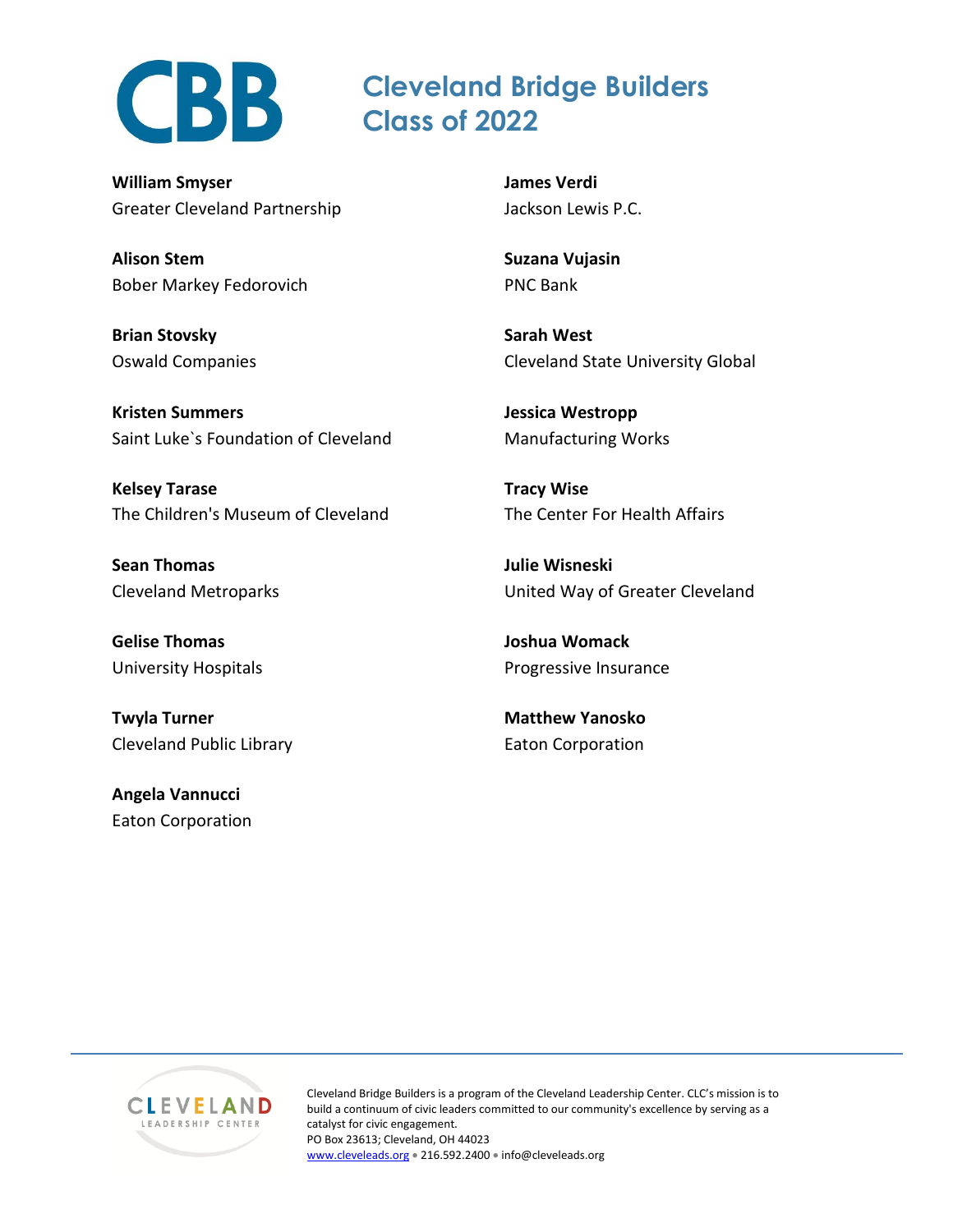# Cleveland Bridge Builders Class of 2022

**William Smyser**
Greater Cleveland Partnership

**Alison Stem**
Bober Markey Fedorovich

**Brian Stovsky**
Oswald Companies

**Kristen Summers**
Saint Luke`s Foundation of Cleveland

**Kelsey Tarase**
The Children's Museum of Cleveland

**Sean Thomas**
Cleveland Metroparks

**Gelise Thomas**
University Hospitals

**Twyla Turner**
Cleveland Public Library

**Angela Vannucci**
Eaton Corporation

**James Verdi**
Jackson Lewis P.C.

**Suzana Vujasin**
PNC Bank

**Sarah West**
Cleveland State University Global

**Jessica Westropp**
Manufacturing Works

**Tracy Wise**
The Center For Health Affairs

**Julie Wisneski**
United Way of Greater Cleveland

**Joshua Womack**
Progressive Insurance

**Matthew Yanosko**
Eaton Corporation

CLEVELAND LEADERSHIP CENTER

Cleveland Bridge Builders is a program of the Cleveland Leadership Center. CLC's mission is to build a continuum of civic leaders committed to our community's excellence by serving as a catalyst for civic engagement.
PO Box 23613; Cleveland, OH 44023
www.cleveleads.org • 216.592.2400 • info@cleveleads.org